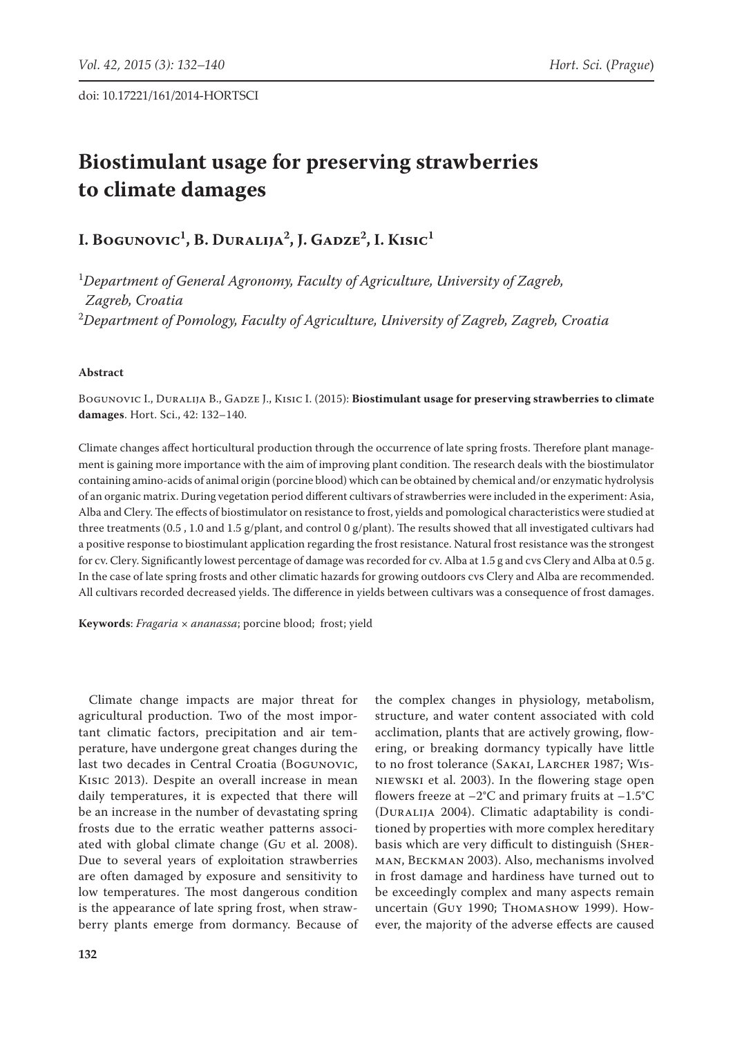doi: 10.17221/161/2014-HORTSCI

# Biostimulant usage for preserving strawberries to climate damages

**I. Bogunovic[1], B. Duralija[2], J. Gadze[2], I. Kisic[1]**

[1]*Department of General Agronomy, Faculty of Agriculture, University of Zagreb, Zagreb, Croatia*
[2]*Department of Pomology, Faculty of Agriculture, University of Zagreb, Zagreb, Croatia*

### Abstract

Bogunovic I., Duralija B., Gadze J., Kisic I. (2015): **Biostimulant usage for preserving strawberries to climate damages**. Hort. Sci., 42: 132–140.

Climate changes affect horticultural production through the occurrence of late spring frosts. Therefore plant management is gaining more importance with the aim of improving plant condition. The research deals with the biostimulator containing amino-acids of animal origin (porcine blood) which can be obtained by chemical and/or enzymatic hydrolysis of an organic matrix. During vegetation period different cultivars of strawberries were included in the experiment: Asia, Alba and Clery. The effects of biostimulator on resistance to frost, yields and pomological characteristics were studied at three treatments (0.5 , 1.0 and 1.5 g/plant, and control 0 g/plant). The results showed that all investigated cultivars had a positive response to biostimulant application regarding the frost resistance. Natural frost resistance was the strongest for cv. Clery. Significantly lowest percentage of damage was recorded for cv. Alba at 1.5 g and cvs Clery and Alba at 0.5 g. In the case of late spring frosts and other climatic hazards for growing outdoors cvs Clery and Alba are recommended. All cultivars recorded decreased yields. The difference in yields between cultivars was a consequence of frost damages.

**Keywords**: *Fragaria* × *ananassa*; porcine blood; frost; yield

Climate change impacts are major threat for agricultural production. Two of the most important climatic factors, precipitation and air temperature, have undergone great changes during the last two decades in Central Croatia (Bogunovic, Kisic 2013). Despite an overall increase in mean daily temperatures, it is expected that there will be an increase in the number of devastating spring frosts due to the erratic weather patterns associated with global climate change (Gu et al. 2008). Due to several years of exploitation strawberries are often damaged by exposure and sensitivity to low temperatures. The most dangerous condition is the appearance of late spring frost, when strawberry plants emerge from dormancy. Because of the complex changes in physiology, metabolism, structure, and water content associated with cold acclimation, plants that are actively growing, flowering, or breaking dormancy typically have little to no frost tolerance (Sakai, Larcher 1987; Wisniewski et al. 2003). In the flowering stage open flowers freeze at –2°C and primary fruits at –1.5°C (Duralija 2004). Climatic adaptability is conditioned by properties with more complex hereditary basis which are very difficult to distinguish (Sherman, Beckman 2003). Also, mechanisms involved in frost damage and hardiness have turned out to be exceedingly complex and many aspects remain uncertain (Guy 1990; Thomashow 1999). However, the majority of the adverse effects are caused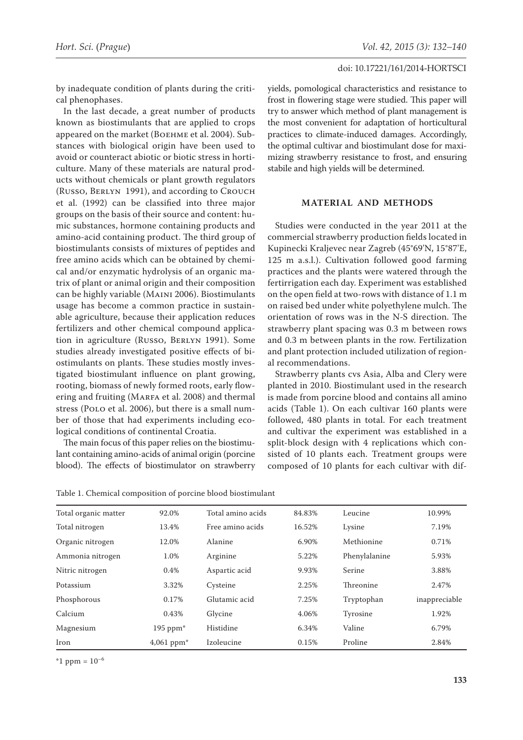by inadequate condition of plants during the critical phenophases.

In the last decade, a great number of products known as biostimulants that are applied to crops appeared on the market (Boehme et al. 2004). Substances with biological origin have been used to avoid or counteract abiotic or biotic stress in horticulture. Many of these materials are natural products without chemicals or plant growth regulators (Russo, Berlyn 1991), and according to Crouch et al. (1992) can be classified into three major groups on the basis of their source and content: humic substances, hormone containing products and amino-acid containing product. The third group of biostimulants consists of mixtures of peptides and free amino acids which can be obtained by chemical and/or enzymatic hydrolysis of an organic matrix of plant or animal origin and their composition can be highly variable (Maini 2006). Biostimulants usage has become a common practice in sustainable agriculture, because their application reduces fertilizers and other chemical compound application in agriculture (Russo, Berlyn 1991). Some studies already investigated positive effects of biostimulants on plants. These studies mostly investigated biostimulant influence on plant growing, rooting, biomass of newly formed roots, early flowering and fruiting (Marfa et al. 2008) and thermal stress (Polo et al. 2006), but there is a small number of those that had experiments including ecological conditions of continental Croatia.

The main focus of this paper relies on the biostimulant containing amino-acids of animal origin (porcine blood). The effects of biostimulator on strawberry yields, pomological characteristics and resistance to frost in flowering stage were studied. This paper will try to answer which method of plant management is the most convenient for adaptation of horticultural practices to climate-induced damages. Accordingly, the optimal cultivar and biostimulant dose for maximizing strawberry resistance to frost, and ensuring stabile and high yields will be determined.

## MATERIAL AND METHODS

Studies were conducted in the year 2011 at the commercial strawberry production fields located in Kupinecki Kraljevec near Zagreb (45°69'N, 15°87'E, 125 m a.s.l.). Cultivation followed good farming practices and the plants were watered through the fertirrigation each day. Experiment was established on the open field at two-rows with distance of 1.1 m on raised bed under white polyethylene mulch. The orientation of rows was in the N-S direction. The strawberry plant spacing was 0.3 m between rows and 0.3 m between plants in the row. Fertilization and plant protection included utilization of regional recommendations.

Strawberry plants cvs Asia, Alba and Clery were planted in 2010. Biostimulant used in the research is made from porcine blood and contains all amino acids (Table 1). On each cultivar 160 plants were followed, 480 plants in total. For each treatment and cultivar the experiment was established in a split-block design with 4 replications which consisted of 10 plants each. Treatment groups were composed of 10 plants for each cultivar with dif-

Table 1. Chemical composition of porcine blood biostimulant

| | | | | | |
|---|---|---|---|---|---|
| Total organic matter | 92.0% | Total amino acids | 84.83% | Leucine | 10.99% |
| Total nitrogen | 13.4% | Free amino acids | 16.52% | Lysine | 7.19% |
| Organic nitrogen | 12.0% | Alanine | 6.90% | Methionine | 0.71% |
| Ammonia nitrogen | 1.0% | Arginine | 5.22% | Phenylalanine | 5.93% |
| Nitric nitrogen | 0.4% | Aspartic acid | 9.93% | Serine | 3.88% |
| Potassium | 3.32% | Cysteine | 2.25% | Threonine | 2.47% |
| Phosphorous | 0.17% | Glutamic acid | 7.25% | Tryptophan | inappreciable |
| Calcium | 0.43% | Glycine | 4.06% | Tyrosine | 1.92% |
| Magnesium | 195 ppm* | Histidine | 6.34% | Valine | 6.79% |
| Iron | 4,061 ppm* | Izoleucine | 0.15% | Proline | 2.84% |

*1 ppm = $10^{-6}$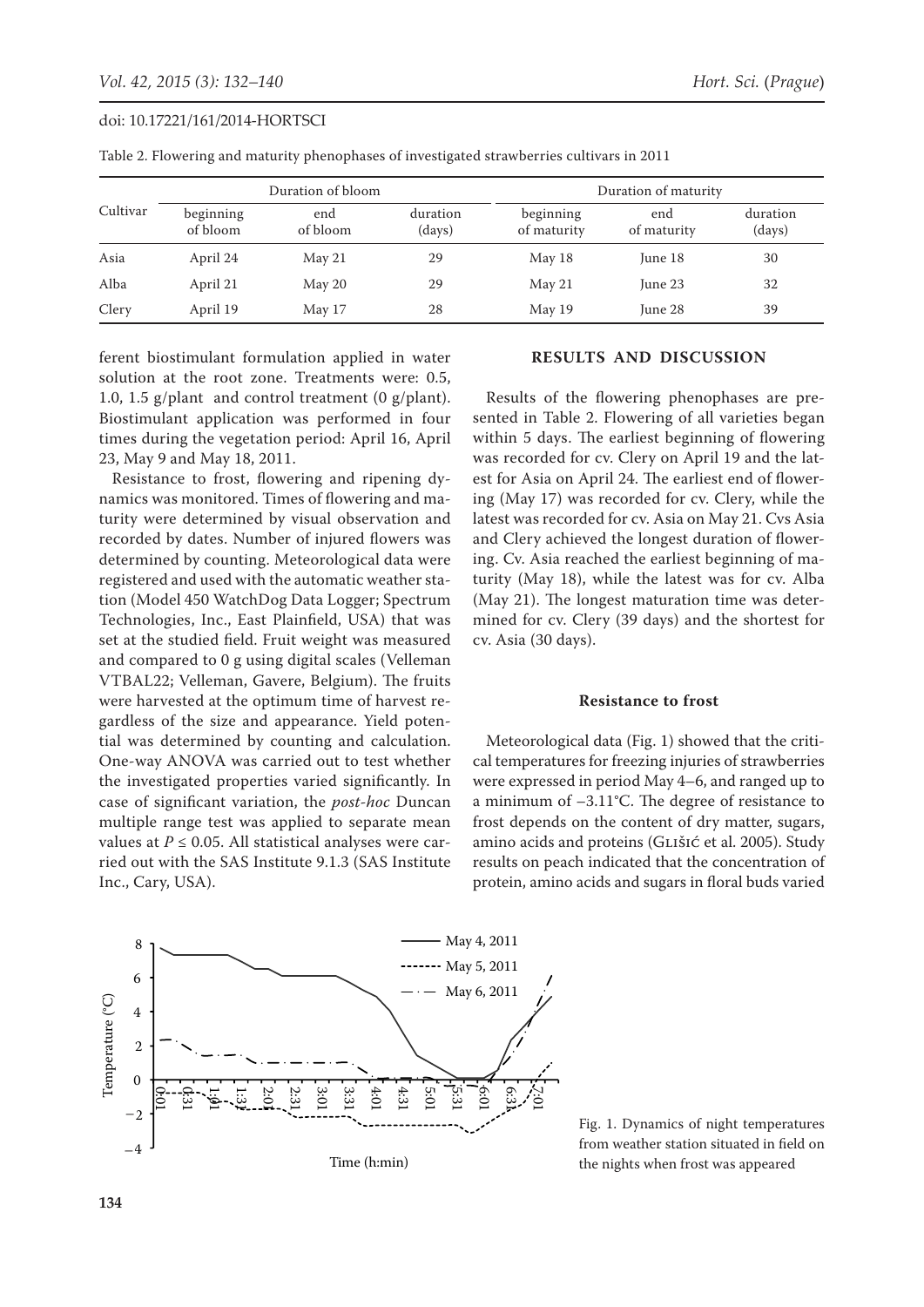Table 2. Flowering and maturity phenophases of investigated strawberries cultivars in 2011

| Cultivar | Duration of bloom | | | Duration of maturity | | |
|---|---|---|---|---|---|---|
| | beginning of bloom | end of bloom | duration (days) | beginning of maturity | end of maturity | duration (days) |
| Asia | April 24 | May 21 | 29 | May 18 | June 18 | 30 |
| Alba | April 21 | May 20 | 29 | May 21 | June 23 | 32 |
| Clery | April 19 | May 17 | 28 | May 19 | June 28 | 39 |

ferent biostimulant formulation applied in water solution at the root zone. Treatments were: 0.5, 1.0, 1.5 g/plant and control treatment (0 g/plant). Biostimulant application was performed in four times during the vegetation period: April 16, April 23, May 9 and May 18, 2011.

Resistance to frost, flowering and ripening dynamics was monitored. Times of flowering and maturity were determined by visual observation and recorded by dates. Number of injured flowers was determined by counting. Meteorological data were registered and used with the automatic weather station (Model 450 WatchDog Data Logger; Spectrum Technologies, Inc., East Plainfield, USA) that was set at the studied field. Fruit weight was measured and compared to 0 g using digital scales (Velleman VTBAL22; Velleman, Gavere, Belgium). The fruits were harvested at the optimum time of harvest regardless of the size and appearance. Yield potential was determined by counting and calculation. One-way ANOVA was carried out to test whether the investigated properties varied significantly. In case of significant variation, the *post-hoc* Duncan multiple range test was applied to separate mean values at $P \leq 0.05$. All statistical analyses were carried out with the SAS Institute 9.1.3 (SAS Institute Inc., Cary, USA).

## RESULTS AND DISCUSSION

Results of the flowering phenophases are presented in Table 2. Flowering of all varieties began within 5 days. The earliest beginning of flowering was recorded for cv. Clery on April 19 and the latest for Asia on April 24. The earliest end of flowering (May 17) was recorded for cv. Clery, while the latest was recorded for cv. Asia on May 21. Cvs Asia and Clery achieved the longest duration of flowering. Cv. Asia reached the earliest beginning of maturity (May 18), while the latest was for cv. Alba (May 21). The longest maturation time was determined for cv. Clery (39 days) and the shortest for cv. Asia (30 days).

### Resistance to frost

Meteorological data (Fig. 1) showed that the critical temperatures for freezing injuries of strawberries were expressed in period May 4–6, and ranged up to a minimum of –3.11°C. The degree of resistance to frost depends on the content of dry matter, sugars, amino acids and proteins (Glišić et al. 2005). Study results on peach indicated that the concentration of protein, amino acids and sugars in floral buds varied

Fig. 1. Dynamics of night temperatures from weather station situated in field on the nights when frost was appeared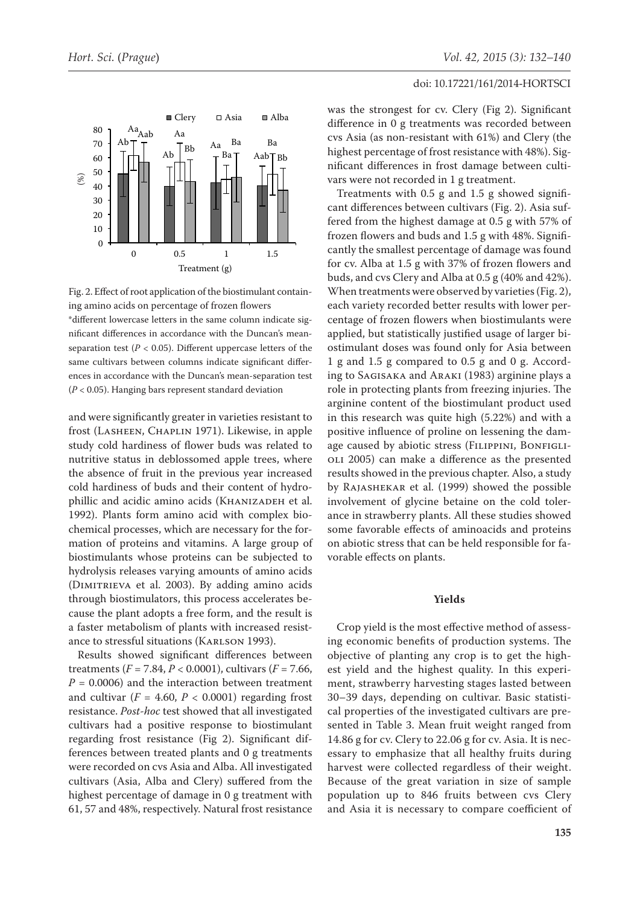Fig. 2. Effect of root application of the biostimulant containing amino acids on percentage of frozen flowers

*different lowercase letters in the same column indicate significant differences in accordance with the Duncan's mean-separation test ($P < 0.05$). Different uppercase letters of the same cultivars between columns indicate significant differences in accordance with the Duncan's mean-separation test ($P < 0.05$). Hanging bars represent standard deviation

and were significantly greater in varieties resistant to frost (Lasheen, Chaplin 1971). Likewise, in apple study cold hardiness of flower buds was related to nutritive status in deblossomed apple trees, where the absence of fruit in the previous year increased cold hardiness of buds and their content of hydrophillic and acidic amino acids (Khanizadeh et al. 1992). Plants form amino acid with complex biochemical processes, which are necessary for the formation of proteins and vitamins. A large group of biostimulants whose proteins can be subjected to hydrolysis releases varying amounts of amino acids (Dimitrieva et al. 2003). By adding amino acids through biostimulators, this process accelerates because the plant adopts a free form, and the result is a faster metabolism of plants with increased resistance to stressful situations (Karlson 1993).

Results showed significant differences between treatments ($F = 7.84$, $P < 0.0001$), cultivars ($F = 7.66$, $P = 0.0006$) and the interaction between treatment and cultivar ($F = 4.60$, $P < 0.0001$) regarding frost resistance. *Post-hoc* test showed that all investigated cultivars had a positive response to biostimulant regarding frost resistance (Fig 2). Significant differences between treated plants and 0 g treatments were recorded on cvs Asia and Alba. All investigated cultivars (Asia, Alba and Clery) suffered from the highest percentage of damage in 0 g treatment with 61, 57 and 48%, respectively. Natural frost resistance was the strongest for cv. Clery (Fig 2). Significant difference in 0 g treatments was recorded between cvs Asia (as non-resistant with 61%) and Clery (the highest percentage of frost resistance with 48%). Significant differences in frost damage between cultivars were not recorded in 1 g treatment.

Treatments with 0.5 g and 1.5 g showed significant differences between cultivars (Fig. 2). Asia suffered from the highest damage at 0.5 g with 57% of frozen flowers and buds and 1.5 g with 48%. Significantly the smallest percentage of damage was found for cv. Alba at 1.5 g with 37% of frozen flowers and buds, and cvs Clery and Alba at 0.5 g (40% and 42%). When treatments were observed by varieties (Fig. 2), each variety recorded better results with lower percentage of frozen flowers when biostimulants were applied, but statistically justified usage of larger biostimulant doses was found only for Asia between 1 g and 1.5 g compared to 0.5 g and 0 g. According to Sagisaka and Araki (1983) arginine plays a role in protecting plants from freezing injuries. The arginine content of the biostimulant product used in this research was quite high (5.22%) and with a positive influence of proline on lessening the damage caused by abiotic stress (Filippini, Bonfiglioli 2005) can make a difference as the presented results showed in the previous chapter. Also, a study by Rajashekar et al. (1999) showed the possible involvement of glycine betaine on the cold tolerance in strawberry plants. All these studies showed some favorable effects of aminoacids and proteins on abiotic stress that can be held responsible for favorable effects on plants.

## Yields

Crop yield is the most effective method of assessing economic benefits of production systems. The objective of planting any crop is to get the highest yield and the highest quality. In this experiment, strawberry harvesting stages lasted between 30–39 days, depending on cultivar. Basic statistical properties of the investigated cultivars are presented in Table 3. Mean fruit weight ranged from 14.86 g for cv. Clery to 22.06 g for cv. Asia. It is necessary to emphasize that all healthy fruits during harvest were collected regardless of their weight. Because of the great variation in size of sample population up to 846 fruits between cvs Clery and Asia it is necessary to compare coefficient of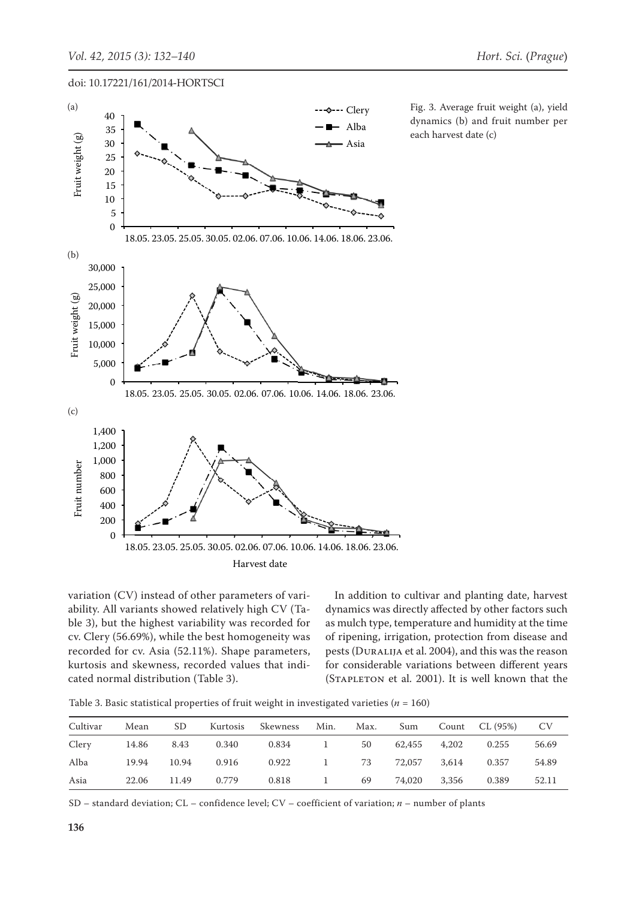Fig. 3. Average fruit weight (a), yield dynamics (b) and fruit number per each harvest date (c)

variation (CV) instead of other parameters of variability. All variants showed relatively high CV (Table 3), but the highest variability was recorded for cv. Clery (56.69%), while the best homogeneity was recorded for cv. Asia (52.11%). Shape parameters, kurtosis and skewness, recorded values that indicated normal distribution (Table 3).

In addition to cultivar and planting date, harvest dynamics was directly affected by other factors such as mulch type, temperature and humidity at the time of ripening, irrigation, protection from disease and pests (Duralija et al. 2004), and this was the reason for considerable variations between different years (Stapleton et al. 2001). It is well known that the

Table 3. Basic statistical properties of fruit weight in investigated varieties ($n$ = 160)

| Cultivar | Mean | SD | Kurtosis | Skewness | Min. | Max. | Sum | Count | CL (95%) | CV |
|---|---|---|---|---|---|---|---|---|---|---|
| Clery | 14.86 | 8.43 | 0.340 | 0.834 | 1 | 50 | 62,455 | 4,202 | 0.255 | 56.69 |
| Alba | 19.94 | 10.94 | 0.916 | 0.922 | 1 | 73 | 72,057 | 3,614 | 0.357 | 54.89 |
| Asia | 22.06 | 11.49 | 0.779 | 0.818 | 1 | 69 | 74,020 | 3,356 | 0.389 | 52.11 |

SD – standard deviation; CL – confidence level; CV – coefficient of variation; $n$ – number of plants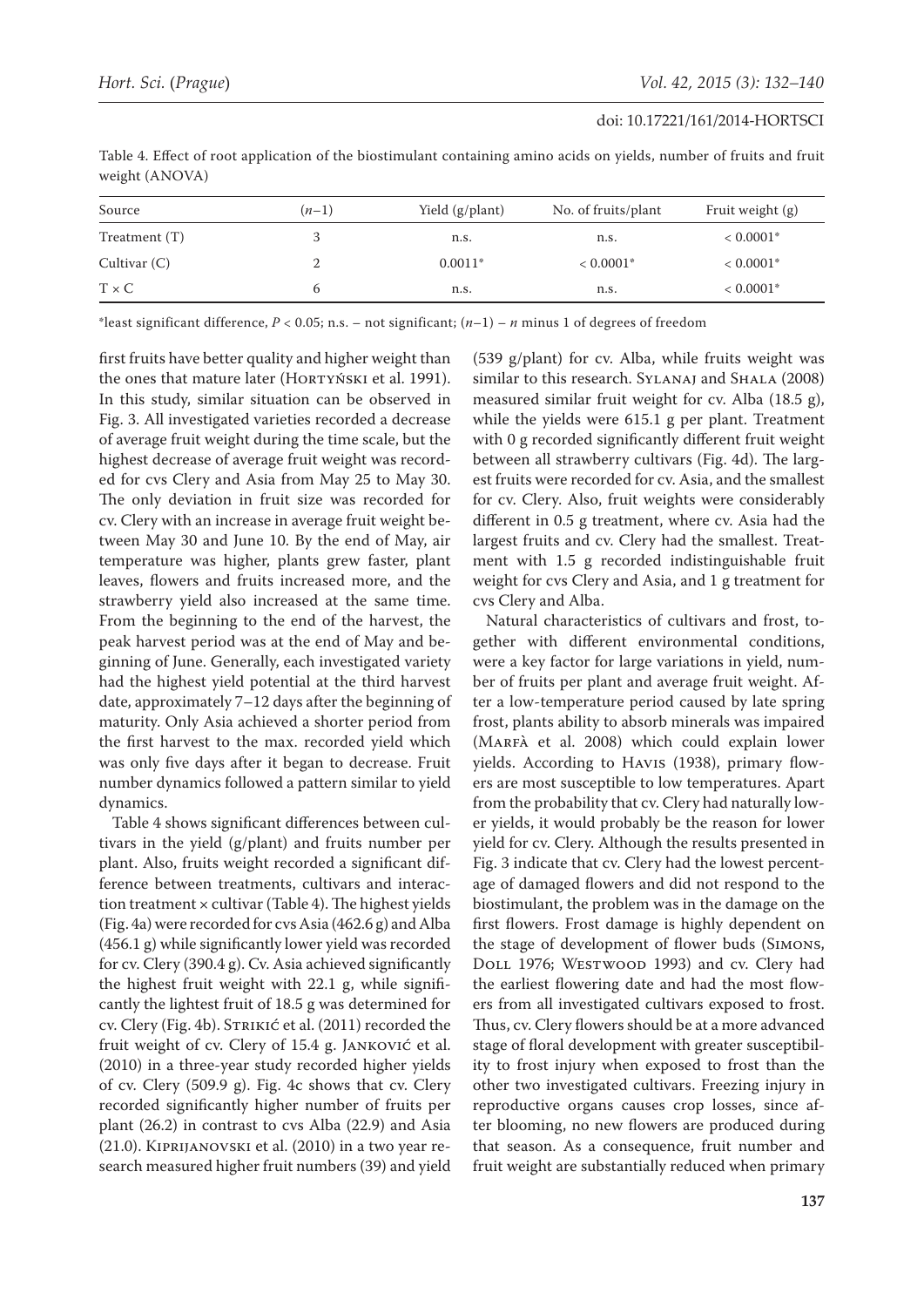Table 4. Effect of root application of the biostimulant containing amino acids on yields, number of fruits and fruit weight (ANOVA)

| Source | $(n–1)$ | Yield (g/plant) | No. of fruits/plant | Fruit weight (g) |
|---|---|---|---|---|
| Treatment (T) | 3 | n.s. | n.s. | < 0.0001* |
| Cultivar (C) | 2 | 0.0011* | < 0.0001* | < 0.0001* |
| T × C | 6 | n.s. | n.s. | < 0.0001* |

*least significant difference, $P < 0.05$; n.s. – not significant; $(n–1)$ – $n$ minus 1 of degrees of freedom

first fruits have better quality and higher weight than the ones that mature later (Hortyński et al. 1991). In this study, similar situation can be observed in Fig. 3. All investigated varieties recorded a decrease of average fruit weight during the time scale, but the highest decrease of average fruit weight was recorded for cvs Clery and Asia from May 25 to May 30. The only deviation in fruit size was recorded for cv. Clery with an increase in average fruit weight between May 30 and June 10. By the end of May, air temperature was higher, plants grew faster, plant leaves, flowers and fruits increased more, and the strawberry yield also increased at the same time. From the beginning to the end of the harvest, the peak harvest period was at the end of May and beginning of June. Generally, each investigated variety had the highest yield potential at the third harvest date, approximately 7–12 days after the beginning of maturity. Only Asia achieved a shorter period from the first harvest to the max. recorded yield which was only five days after it began to decrease. Fruit number dynamics followed a pattern similar to yield dynamics.

Table 4 shows significant differences between cultivars in the yield (g/plant) and fruits number per plant. Also, fruits weight recorded a significant difference between treatments, cultivars and interaction treatment × cultivar (Table 4). The highest yields (Fig. 4a) were recorded for cvs Asia (462.6 g) and Alba (456.1 g) while significantly lower yield was recorded for cv. Clery (390.4 g). Cv. Asia achieved significantly the highest fruit weight with 22.1 g, while significantly the lightest fruit of 18.5 g was determined for cv. Clery (Fig. 4b). Strikić et al. (2011) recorded the fruit weight of cv. Clery of 15.4 g. Janković et al. (2010) in a three-year study recorded higher yields of cv. Clery (509.9 g). Fig. 4c shows that cv. Clery recorded significantly higher number of fruits per plant (26.2) in contrast to cvs Alba (22.9) and Asia (21.0). Kiprijanovski et al. (2010) in a two year research measured higher fruit numbers (39) and yield (539 g/plant) for cv. Alba, while fruits weight was similar to this research. Sylanaj and Shala (2008) measured similar fruit weight for cv. Alba (18.5 g), while the yields were 615.1 g per plant. Treatment with 0 g recorded significantly different fruit weight between all strawberry cultivars (Fig. 4d). The largest fruits were recorded for cv. Asia, and the smallest for cv. Clery. Also, fruit weights were considerably different in 0.5 g treatment, where cv. Asia had the largest fruits and cv. Clery had the smallest. Treatment with 1.5 g recorded indistinguishable fruit weight for cvs Clery and Asia, and 1 g treatment for cvs Clery and Alba.

Natural characteristics of cultivars and frost, together with different environmental conditions, were a key factor for large variations in yield, number of fruits per plant and average fruit weight. After a low-temperature period caused by late spring frost, plants ability to absorb minerals was impaired (Marfà et al. 2008) which could explain lower yields. According to Havis (1938), primary flowers are most susceptible to low temperatures. Apart from the probability that cv. Clery had naturally lower yields, it would probably be the reason for lower yield for cv. Clery. Although the results presented in Fig. 3 indicate that cv. Clery had the lowest percentage of damaged flowers and did not respond to the biostimulant, the problem was in the damage on the first flowers. Frost damage is highly dependent on the stage of development of flower buds (Simons, Doll 1976; Westwood 1993) and cv. Clery had the earliest flowering date and had the most flowers from all investigated cultivars exposed to frost. Thus, cv. Clery flowers should be at a more advanced stage of floral development with greater susceptibility to frost injury when exposed to frost than the other two investigated cultivars. Freezing injury in reproductive organs causes crop losses, since after blooming, no new flowers are produced during that season. As a consequence, fruit number and fruit weight are substantially reduced when primary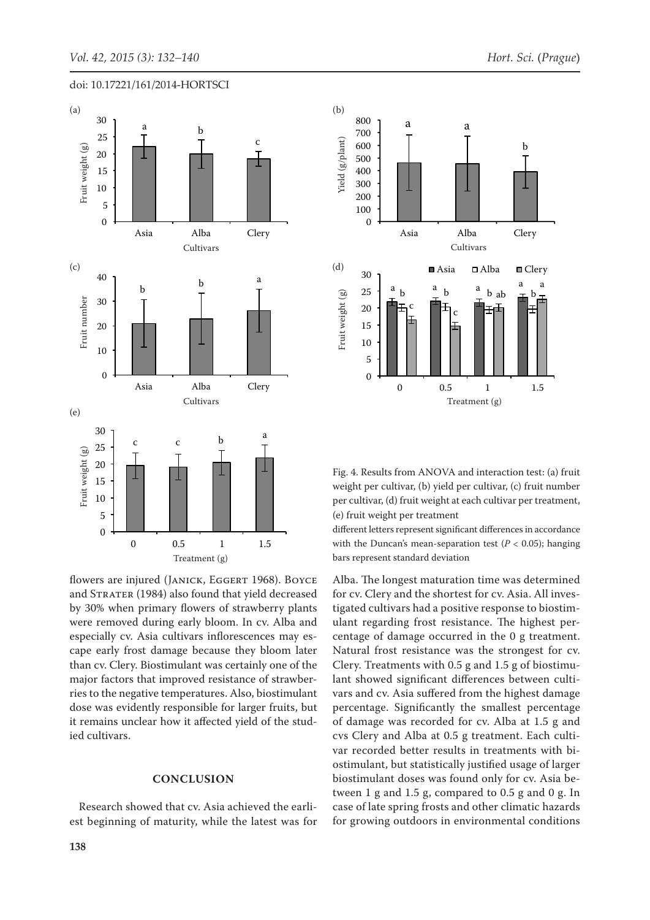Fig. 4. Results from ANOVA and interaction test: (a) fruit weight per cultivar, (b) yield per cultivar, (c) fruit number per cultivar, (d) fruit weight at each cultivar per treatment, (e) fruit weight per treatment

different letters represent significant differences in accordance with the Duncan's mean-separation test ($P < 0.05$); hanging bars represent standard deviation

flowers are injured (Janick, Eggert 1968). Boyce and Strater (1984) also found that yield decreased by 30% when primary flowers of strawberry plants were removed during early bloom. In cv. Alba and especially cv. Asia cultivars inflorescences may escape early frost damage because they bloom later than cv. Clery. Biostimulant was certainly one of the major factors that improved resistance of strawberries to the negative temperatures. Also, biostimulant dose was evidently responsible for larger fruits, but it remains unclear how it affected yield of the studied cultivars.

## CONCLUSION

Research showed that cv. Asia achieved the earliest beginning of maturity, while the latest was for Alba. The longest maturation time was determined for cv. Clery and the shortest for cv. Asia. All investigated cultivars had a positive response to biostimulant regarding frost resistance. The highest percentage of damage occurred in the 0 g treatment. Natural frost resistance was the strongest for cv. Clery. Treatments with 0.5 g and 1.5 g of biostimulant showed significant differences between cultivars and cv. Asia suffered from the highest damage percentage. Significantly the smallest percentage of damage was recorded for cv. Alba at 1.5 g and cvs Clery and Alba at 0.5 g treatment. Each cultivar recorded better results in treatments with biostimulant, but statistically justified usage of larger biostimulant doses was found only for cv. Asia between 1 g and 1.5 g, compared to 0.5 g and 0 g. In case of late spring frosts and other climatic hazards for growing outdoors in environmental conditions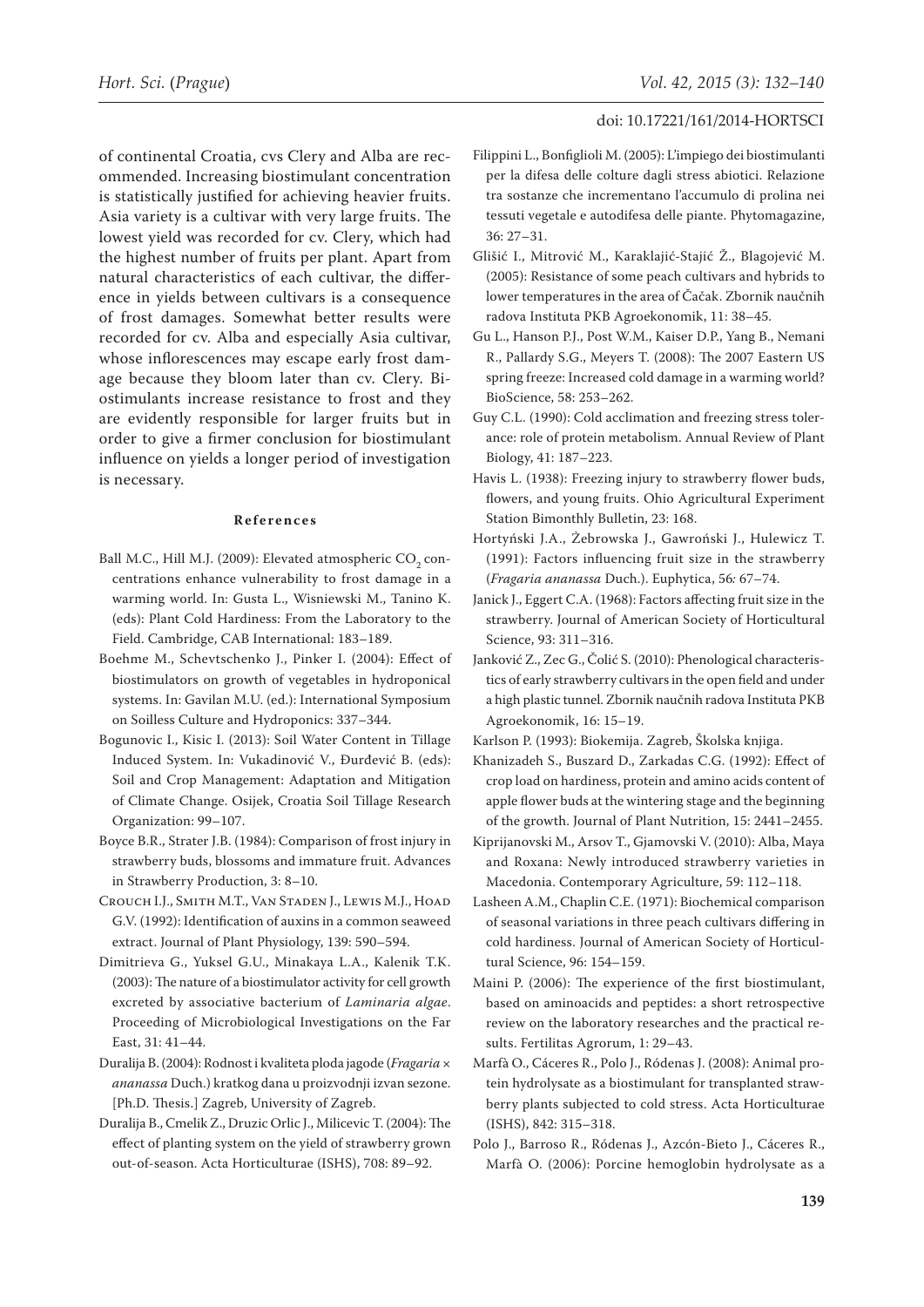of continental Croatia, cvs Clery and Alba are recommended. Increasing biostimulant concentration is statistically justified for achieving heavier fruits. Asia variety is a cultivar with very large fruits. The lowest yield was recorded for cv. Clery, which had the highest number of fruits per plant. Apart from natural characteristics of each cultivar, the difference in yields between cultivars is a consequence of frost damages. Somewhat better results were recorded for cv. Alba and especially Asia cultivar, whose inflorescences may escape early frost damage because they bloom later than cv. Clery. Biostimulants increase resistance to frost and they are evidently responsible for larger fruits but in order to give a firmer conclusion for biostimulant influence on yields a longer period of investigation is necessary.

## References

Ball M.C., Hill M.J. (2009): Elevated atmospheric $CO_2$ concentrations enhance vulnerability to frost damage in a warming world. In: Gusta L., Wisniewski M., Tanino K. (eds): Plant Cold Hardiness: From the Laboratory to the Field. Cambridge, CAB International: 183–189.

Boehme M., Schevtschenko J., Pinker I. (2004): Effect of biostimulators on growth of vegetables in hydroponical systems. In: Gavilan M.U. (ed.): International Symposium on Soilless Culture and Hydroponics: 337–344.

Bogunovic I., Kisic I. (2013): Soil Water Content in Tillage Induced System. In: Vukadinović V., Đurđević B. (eds): Soil and Crop Management: Adaptation and Mitigation of Climate Change. Osijek, Croatia Soil Tillage Research Organization: 99–107.

Boyce B.R., Strater J.B. (1984): Comparison of frost injury in strawberry buds, blossoms and immature fruit. Advances in Strawberry Production, 3: 8–10.

Crouch I.J., Smith M.T., Van Staden J., Lewis M.J., Hoad G.V. (1992): Identification of auxins in a common seaweed extract. Journal of Plant Physiology, 139: 590–594.

Dimitrieva G., Yuksel G.U., Minakaya L.A., Kalenik T.K. (2003): The nature of a biostimulator activity for cell growth excreted by associative bacterium of *Laminaria algae*. Proceeding of Microbiological Investigations on the Far East, 31: 41–44.

Duralija B. (2004): Rodnost i kvaliteta ploda jagode (*Fragaria* × *ananassa* Duch.) kratkog dana u proizvodnji izvan sezone. [Ph.D. Thesis.] Zagreb, University of Zagreb.

Duralija B., Cmelik Z., Druzic Orlic J., Milicevic T. (2004): The effect of planting system on the yield of strawberry grown out-of-season. Acta Horticulturae (ISHS), 708: 89–92.

Filippini L., Bonfiglioli M. (2005): L'impiego dei biostimulanti per la difesa delle colture dagli stress abiotici. Relazione tra sostanze che incrementano l'accumulo di prolina nei tessuti vegetale e autodifesa delle piante. Phytomagazine, 36: 27–31.

Glišić I., Mitrović M., Karaklajić-Stajić Ž., Blagojević M. (2005): Resistance of some peach cultivars and hybrids to lower temperatures in the area of Čačak. Zbornik naučnih radova Instituta PKB Agroekonomik, 11: 38–45.

Gu L., Hanson P.J., Post W.M., Kaiser D.P., Yang B., Nemani R., Pallardy S.G., Meyers T. (2008): The 2007 Eastern US spring freeze: Increased cold damage in a warming world? BioScience, 58: 253–262.

Guy C.L. (1990): Cold acclimation and freezing stress tolerance: role of protein metabolism. Annual Review of Plant Biology, 41: 187–223.

Havis L. (1938): Freezing injury to strawberry flower buds, flowers, and young fruits. Ohio Agricultural Experiment Station Bimonthly Bulletin, 23: 168.

Hortyński J.A., Żebrowska J., Gawroński J., Hulewicz T. (1991): Factors influencing fruit size in the strawberry (*Fragaria ananassa* Duch.). Euphytica, 56: 67–74.

Janick J., Eggert C.A. (1968): Factors affecting fruit size in the strawberry. Journal of American Society of Horticultural Science, 93: 311–316.

Janković Z., Zec G., Čolić S. (2010): Phenological characteristics of early strawberry cultivars in the open field and under a high plastic tunnel. Zbornik naučnih radova Instituta PKB Agroekonomik, 16: 15–19.

Karlson P. (1993): Biokemija. Zagreb, Školska knjiga.

Khanizadeh S., Buszard D., Zarkadas C.G. (1992): Effect of crop load on hardiness, protein and amino acids content of apple flower buds at the wintering stage and the beginning of the growth. Journal of Plant Nutrition, 15: 2441–2455.

Kiprijanovski M., Arsov T., Gjamovski V. (2010): Alba, Maya and Roxana: Newly introduced strawberry varieties in Macedonia. Contemporary Agriculture, 59: 112–118.

Lasheen A.M., Chaplin C.E. (1971): Biochemical comparison of seasonal variations in three peach cultivars differing in cold hardiness. Journal of American Society of Horticultural Science, 96: 154–159.

Maini P. (2006): The experience of the first biostimulant, based on aminoacids and peptides: a short retrospective review on the laboratory researches and the practical results. Fertilitas Agrorum, 1: 29–43.

Marfà O., Cáceres R., Polo J., Ródenas J. (2008): Animal protein hydrolysate as a biostimulant for transplanted strawberry plants subjected to cold stress. Acta Horticulturae (ISHS), 842: 315–318.

Polo J., Barroso R., Ródenas J., Azcón-Bieto J., Cáceres R., Marfà O. (2006): Porcine hemoglobin hydrolysate as a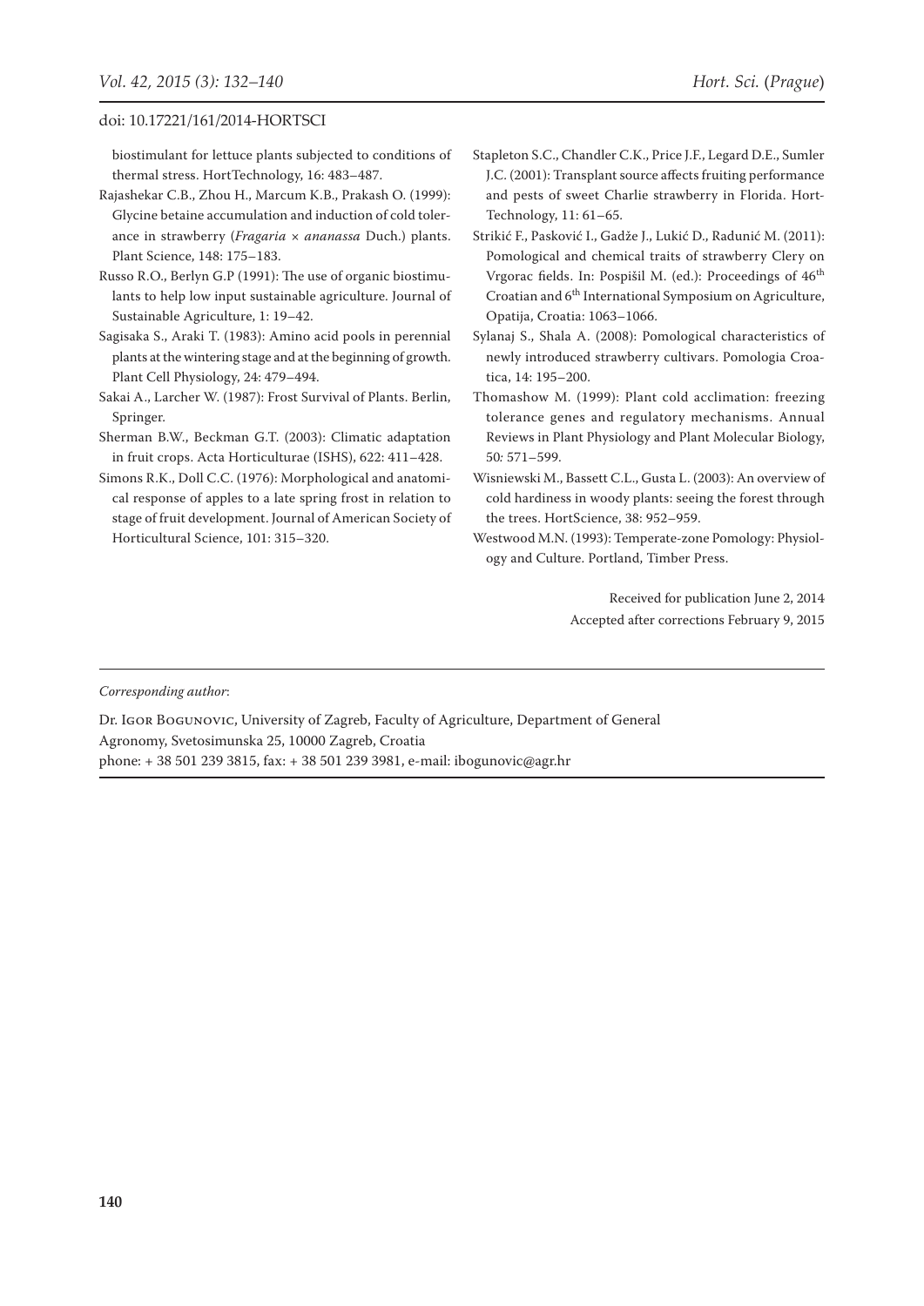biostimulant for lettuce plants subjected to conditions of thermal stress. HortTechnology, 16: 483–487.

Rajashekar C.B., Zhou H., Marcum K.B., Prakash O. (1999): Glycine betaine accumulation and induction of cold tolerance in strawberry (*Fragaria × ananassa* Duch.) plants. Plant Science, 148: 175–183.

Russo R.O., Berlyn G.P (1991): The use of organic biostimulants to help low input sustainable agriculture. Journal of Sustainable Agriculture, 1: 19–42.

Sagisaka S., Araki T. (1983): Amino acid pools in perennial plants at the wintering stage and at the beginning of growth. Plant Cell Physiology, 24: 479–494.

Sakai A., Larcher W. (1987): Frost Survival of Plants. Berlin, Springer.

Sherman B.W., Beckman G.T. (2003): Climatic adaptation in fruit crops. Acta Horticulturae (ISHS), 622: 411–428.

Simons R.K., Doll C.C. (1976): Morphological and anatomical response of apples to a late spring frost in relation to stage of fruit development. Journal of American Society of Horticultural Science, 101: 315–320.

Stapleton S.C., Chandler C.K., Price J.F., Legard D.E., Sumler J.C. (2001): Transplant source affects fruiting performance and pests of sweet Charlie strawberry in Florida. HortTechnology, 11: 61–65.

Strikić F., Pasković I., Gadže J., Lukić D., Radunić M. (2011): Pomological and chemical traits of strawberry Clery on Vrgorac fields. In: Pospišil M. (ed.): Proceedings of 46th Croatian and 6th International Symposium on Agriculture, Opatija, Croatia: 1063–1066.

Sylanaj S., Shala A. (2008): Pomological characteristics of newly introduced strawberry cultivars. Pomologia Croatica, 14: 195–200.

Thomashow M. (1999): Plant cold acclimation: freezing tolerance genes and regulatory mechanisms. Annual Reviews in Plant Physiology and Plant Molecular Biology, 50: 571–599.

Wisniewski M., Bassett C.L., Gusta L. (2003): An overview of cold hardiness in woody plants: seeing the forest through the trees. HortScience, 38: 952–959.

Westwood M.N. (1993): Temperate-zone Pomology: Physiology and Culture. Portland, Timber Press.

Received for publication June 2, 2014
Accepted after corrections February 9, 2015

*Corresponding author*:

Dr. Igor Bogunovic, University of Zagreb, Faculty of Agriculture, Department of General Agronomy, Svetosimunska 25, 10000 Zagreb, Croatia
phone: + 38 501 239 3815, fax: + 38 501 239 3981, e-mail: ibogunovic@agr.hr